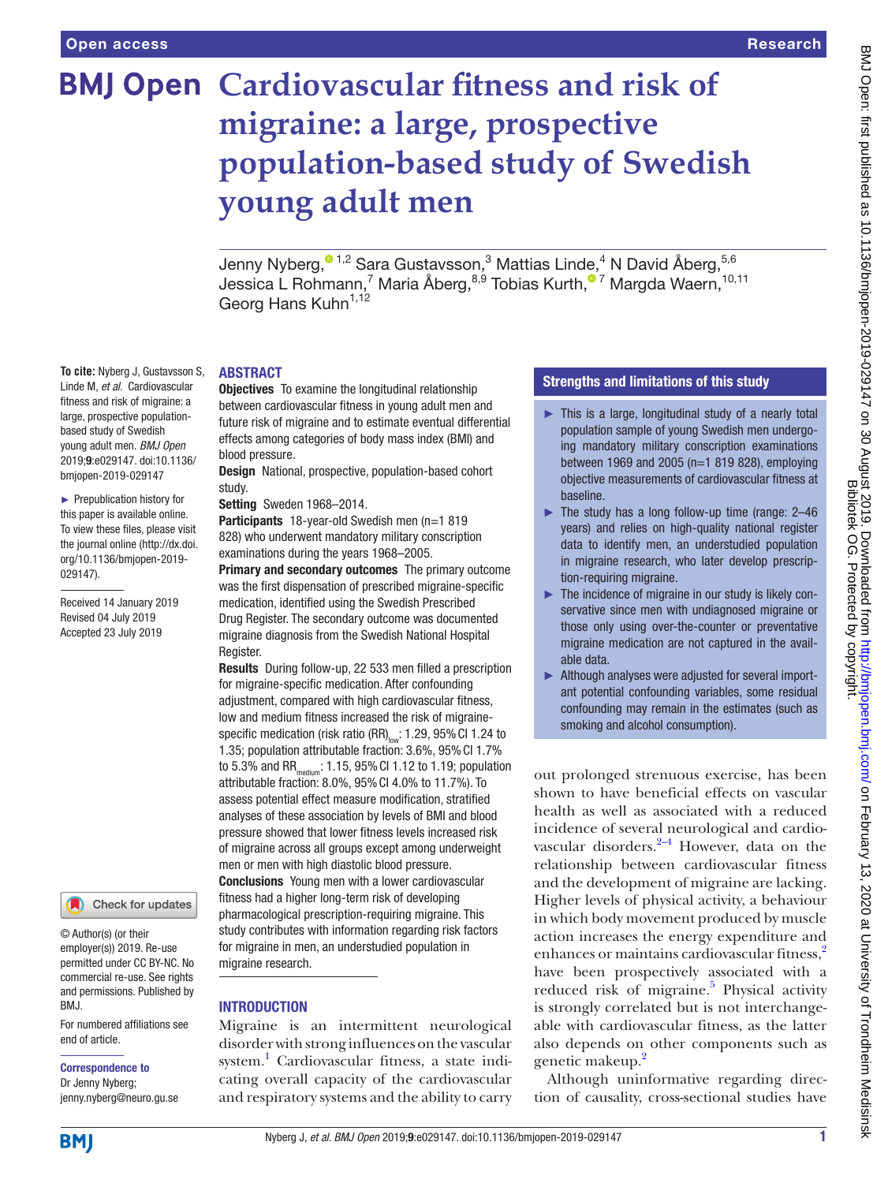Open access | Research

# Cardiovascular fitness and risk of migraine: a large, prospective population-based study of Swedish young adult men

Jenny Nyberg,[1,2] Sara Gustavsson,[3] Mattias Linde,[4] N David Åberg,[5,6] Jessica L Rohmann,[7] Maria Åberg,[8,9] Tobias Kurth,[7] Margda Waern,[10,11] Georg Hans Kuhn[1,12]

**To cite:** Nyberg J, Gustavsson S, Linde M, *et al*. Cardiovascular fitness and risk of migraine: a large, prospective population-based study of Swedish young adult men. *BMJ Open* 2019;**9**:e029147. doi:10.1136/bmjopen-2019-029147

► Prepublication history for this paper is available online. To view these files, please visit the journal online (http://dx.doi.org/10.1136/bmjopen-2019-029147).

Received 14 January 2019
Revised 04 July 2019
Accepted 23 July 2019

## ABSTRACT

**Objectives** To examine the longitudinal relationship between cardiovascular fitness in young adult men and future risk of migraine and to estimate eventual differential effects among categories of body mass index (BMI) and blood pressure.

**Design** National, prospective, population-based cohort study.

**Setting** Sweden 1968–2014.

**Participants** 18-year-old Swedish men (n=1 819 828) who underwent mandatory military conscription examinations during the years 1968–2005.

**Primary and secondary outcomes** The primary outcome was the first dispensation of prescribed migraine-specific medication, identified using the Swedish Prescribed Drug Register. The secondary outcome was documented migraine diagnosis from the Swedish National Hospital Register.

**Results** During follow-up, 22 533 men filled a prescription for migraine-specific medication. After confounding adjustment, compared with high cardiovascular fitness, low and medium fitness increased the risk of migraine-specific medication (risk ratio $(RR)_{low}$: 1.29, 95% CI 1.24 to 1.35; population attributable fraction: 3.6%, 95% CI 1.7% to 5.3% and $RR_{medium}$: 1.15, 95% CI 1.12 to 1.19; population attributable fraction: 8.0%, 95% CI 4.0% to 11.7%). To assess potential effect measure modification, stratified analyses of these association by levels of BMI and blood pressure showed that lower fitness levels increased risk of migraine across all groups except among underweight men or men with high diastolic blood pressure.

**Conclusions** Young men with a lower cardiovascular fitness had a higher long-term risk of developing pharmacological prescription-requiring migraine. This study contributes with information regarding risk factors for migraine in men, an understudied population in migraine research.

## Strengths and limitations of this study

- ► This is a large, longitudinal study of a nearly total population sample of young Swedish men undergoing mandatory military conscription examinations between 1969 and 2005 (n=1 819 828), employing objective measurements of cardiovascular fitness at baseline.
- ► The study has a long follow-up time (range: 2–46 years) and relies on high-quality national register data to identify men, an understudied population in migraine research, who later develop prescription-requiring migraine.
- ► The incidence of migraine in our study is likely conservative since men with undiagnosed migraine or those only using over-the-counter or preventative migraine medication are not captured in the available data.
- ► Although analyses were adjusted for several important potential confounding variables, some residual confounding may remain in the estimates (such as smoking and alcohol consumption).

## INTRODUCTION

Migraine is an intermittent neurological disorder with strong influences on the vascular system.[1] Cardiovascular fitness, a state indicating overall capacity of the cardiovascular and respiratory systems and the ability to carry out prolonged strenuous exercise, has been shown to have beneficial effects on vascular health as well as associated with a reduced incidence of several neurological and cardiovascular disorders.[2–4] However, data on the relationship between cardiovascular fitness and the development of migraine are lacking. Higher levels of physical activity, a behaviour in which body movement produced by muscle action increases the energy expenditure and enhances or maintains cardiovascular fitness,[2] have been prospectively associated with a reduced risk of migraine.[5] Physical activity is strongly correlated but is not interchangeable with cardiovascular fitness, as the latter also depends on other components such as genetic makeup.[2]

Although uninformative regarding direction of causality, cross-sectional studies have

© Author(s) (or their employer(s)) 2019. Re-use permitted under CC BY-NC. No commercial re-use. See rights and permissions. Published by BMJ.

For numbered affiliations see end of article.

**Correspondence to**
Dr Jenny Nyberg;
jenny.nyberg@neuro.gu.se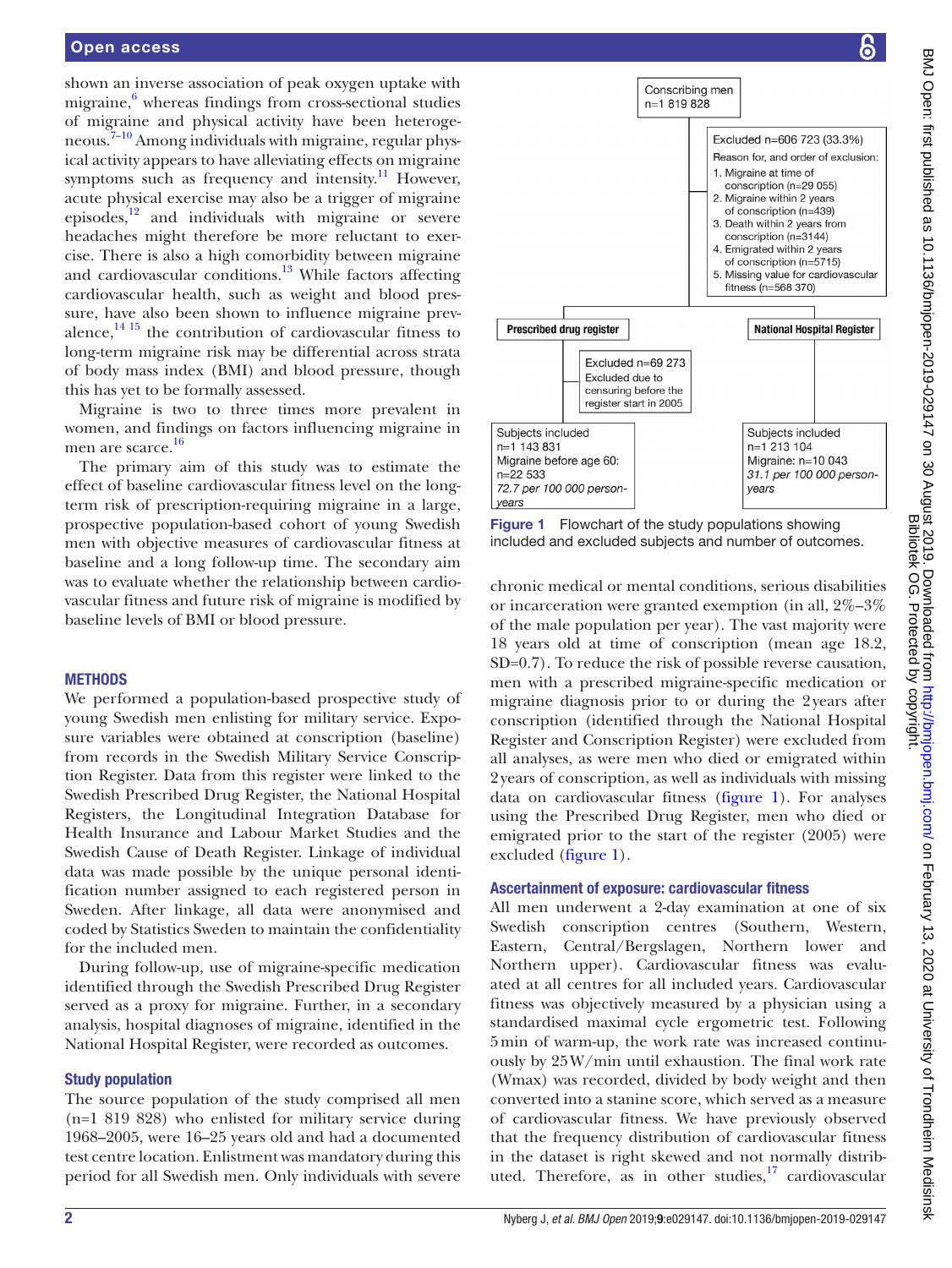shown an inverse association of peak oxygen uptake with migraine,[6] whereas findings from cross-sectional studies of migraine and physical activity have been heterogeneous.[7–10] Among individuals with migraine, regular physical activity appears to have alleviating effects on migraine symptoms such as frequency and intensity.[11] However, acute physical exercise may also be a trigger of migraine episodes,[12] and individuals with migraine or severe headaches might therefore be more reluctant to exercise. There is also a high comorbidity between migraine and cardiovascular conditions.[13] While factors affecting cardiovascular health, such as weight and blood pressure, have also been shown to influence migraine prevalence,[14 15] the contribution of cardiovascular fitness to long-term migraine risk may be differential across strata of body mass index (BMI) and blood pressure, though this has yet to be formally assessed.

Migraine is two to three times more prevalent in women, and findings on factors influencing migraine in men are scarce.[16]

The primary aim of this study was to estimate the effect of baseline cardiovascular fitness level on the long-term risk of prescription-requiring migraine in a large, prospective population-based cohort of young Swedish men with objective measures of cardiovascular fitness at baseline and a long follow-up time. The secondary aim was to evaluate whether the relationship between cardiovascular fitness and future risk of migraine is modified by baseline levels of BMI or blood pressure.

## METHODS

We performed a population-based prospective study of young Swedish men enlisting for military service. Exposure variables were obtained at conscription (baseline) from records in the Swedish Military Service Conscription Register. Data from this register were linked to the Swedish Prescribed Drug Register, the National Hospital Registers, the Longitudinal Integration Database for Health Insurance and Labour Market Studies and the Swedish Cause of Death Register. Linkage of individual data was made possible by the unique personal identification number assigned to each registered person in Sweden. After linkage, all data were anonymised and coded by Statistics Sweden to maintain the confidentiality for the included men.

During follow-up, use of migraine-specific medication identified through the Swedish Prescribed Drug Register served as a proxy for migraine. Further, in a secondary analysis, hospital diagnoses of migraine, identified in the National Hospital Register, were recorded as outcomes.

### Study population

The source population of the study comprised all men (n=1 819 828) who enlisted for military service during 1968–2005, were 16–25 years old and had a documented test centre location. Enlistment was mandatory during this period for all Swedish men. Only individuals with severe chronic medical or mental conditions, serious disabilities or incarceration were granted exemption (in all, 2%–3% of the male population per year). The vast majority were 18 years old at time of conscription (mean age 18.2, SD=0.7). To reduce the risk of possible reverse causation, men with a prescribed migraine-specific medication or migraine diagnosis prior to or during the 2 years after conscription (identified through the National Hospital Register and Conscription Register) were excluded from all analyses, as were men who died or emigrated within 2 years of conscription, as well as individuals with missing data on cardiovascular fitness (figure 1). For analyses using the Prescribed Drug Register, men who died or emigrated prior to the start of the register (2005) were excluded (figure 1).

Conscribing men n=1 819 828

Excluded n=606 723 (33.3%)
Reason for, and order of exclusion:
1. Migraine at time of conscription (n=29 055)
2. Migraine within 2 years of conscription (n=439)
3. Death within 2 years from conscription (n=3144)
4. Emigrated within 2 years of conscription (n=5715)
5. Missing value for cardiovascular fitness (n=568 370)

**Prescribed drug register**

Excluded n=69 273
Excluded due to censuring before the register start in 2005

Subjects included n=1 143 831
Migraine before age 60: n=22 533
*72.7 per 100 000 person-years*

**National Hospital Register**

Subjects included n=1 213 104
Migraine: n=10 043
*31.1 per 100 000 person-years*

**Figure 1** Flowchart of the study populations showing included and excluded subjects and number of outcomes.

### Ascertainment of exposure: cardiovascular fitness

All men underwent a 2-day examination at one of six Swedish conscription centres (Southern, Western, Eastern, Central/Bergslagen, Northern lower and Northern upper). Cardiovascular fitness was evaluated at all centres for all included years. Cardiovascular fitness was objectively measured by a physician using a standardised maximal cycle ergometric test. Following 5 min of warm-up, the work rate was increased continuously by 25 W/min until exhaustion. The final work rate (Wmax) was recorded, divided by body weight and then converted into a stanine score, which served as a measure of cardiovascular fitness. We have previously observed that the frequency distribution of cardiovascular fitness in the dataset is right skewed and not normally distributed. Therefore, as in other studies,[17] cardiovascular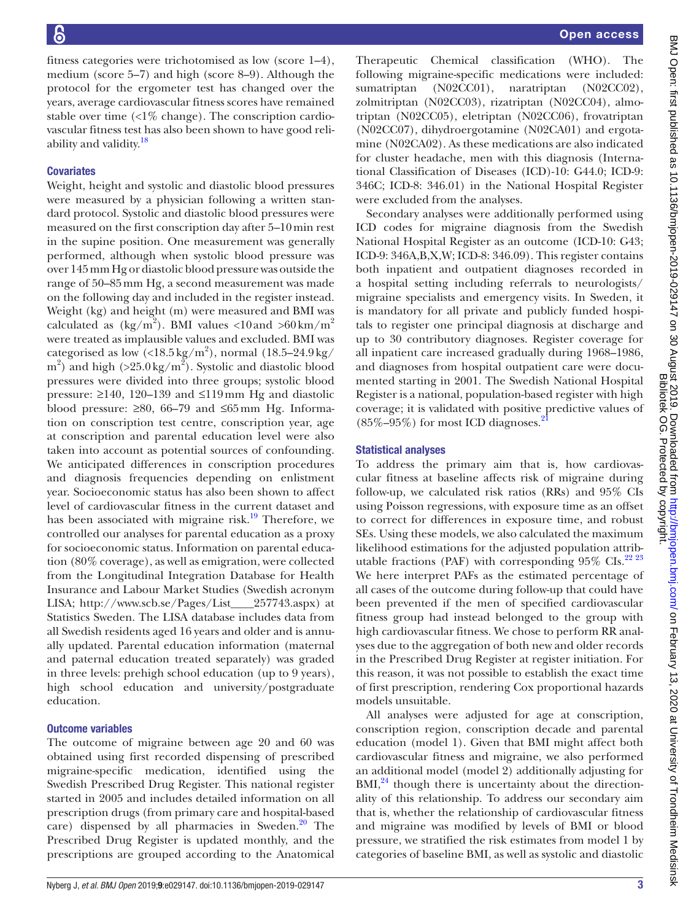fitness categories were trichotomised as low (score 1–4), medium (score 5–7) and high (score 8–9). Although the protocol for the ergometer test has changed over the years, average cardiovascular fitness scores have remained stable over time (<1% change). The conscription cardiovascular fitness test has also been shown to have good reliability and validity.[18]

### Covariates

Weight, height and systolic and diastolic blood pressures were measured by a physician following a written standard protocol. Systolic and diastolic blood pressures were measured on the first conscription day after 5–10 min rest in the supine position. One measurement was generally performed, although when systolic blood pressure was over 145 mm Hg or diastolic blood pressure was outside the range of 50–85 mm Hg, a second measurement was made on the following day and included in the register instead. Weight (kg) and height (m) were measured and BMI was calculated as ($kg/m^2$). BMI values <10 and >60 $km/m^2$ were treated as implausible values and excluded. BMI was categorised as low (<18.5 $kg/m^2$), normal (18.5–24.9 $kg/m^2$) and high (>25.0 $kg/m^2$). Systolic and diastolic blood pressures were divided into three groups; systolic blood pressure: ≥140, 120–139 and ≤119 mm Hg and diastolic blood pressure: ≥80, 66–79 and ≤65 mm Hg. Information on conscription test centre, conscription year, age at conscription and parental education level were also taken into account as potential sources of confounding. We anticipated differences in conscription procedures and diagnosis frequencies depending on enlistment year. Socioeconomic status has also been shown to affect level of cardiovascular fitness in the current dataset and has been associated with migraine risk.[19] Therefore, we controlled our analyses for parental education as a proxy for socioeconomic status. Information on parental education (80% coverage), as well as emigration, were collected from the Longitudinal Integration Database for Health Insurance and Labour Market Studies (Swedish acronym LISA; http://www.scb.se/Pages/List____257743.aspx) at Statistics Sweden. The LISA database includes data from all Swedish residents aged 16 years and older and is annually updated. Parental education information (maternal and paternal education treated separately) was graded in three levels: prehigh school education (up to 9 years), high school education and university/postgraduate education.

### Outcome variables

The outcome of migraine between age 20 and 60 was obtained using first recorded dispensing of prescribed migraine-specific medication, identified using the Swedish Prescribed Drug Register. This national register started in 2005 and includes detailed information on all prescription drugs (from primary care and hospital-based care) dispensed by all pharmacies in Sweden.[20] The Prescribed Drug Register is updated monthly, and the prescriptions are grouped according to the Anatomical Therapeutic Chemical classification (WHO). The following migraine-specific medications were included: sumatriptan (N02CC01), naratriptan (N02CC02), zolmitriptan (N02CC03), rizatriptan (N02CC04), almotriptan (N02CC05), eletriptan (N02CC06), frovatriptan (N02CC07), dihydroergotamine (N02CA01) and ergotamine (N02CA02). As these medications are also indicated for cluster headache, men with this diagnosis (International Classification of Diseases (ICD)-10: G44.0; ICD-9: 346C; ICD-8: 346.01) in the National Hospital Register were excluded from the analyses.

Secondary analyses were additionally performed using ICD codes for migraine diagnosis from the Swedish National Hospital Register as an outcome (ICD-10: G43; ICD-9: 346A,B,X,W; ICD-8: 346.09). This register contains both inpatient and outpatient diagnoses recorded in a hospital setting including referrals to neurologists/migraine specialists and emergency visits. In Sweden, it is mandatory for all private and publicly funded hospitals to register one principal diagnosis at discharge and up to 30 contributory diagnoses. Register coverage for all inpatient care increased gradually during 1968–1986, and diagnoses from hospital outpatient care were documented starting in 2001. The Swedish National Hospital Register is a national, population-based register with high coverage; it is validated with positive predictive values of (85%–95%) for most ICD diagnoses.[21]

### Statistical analyses

To address the primary aim that is, how cardiovascular fitness at baseline affects risk of migraine during follow-up, we calculated risk ratios (RRs) and 95% CIs using Poisson regressions, with exposure time as an offset to correct for differences in exposure time, and robust SEs. Using these models, we also calculated the maximum likelihood estimations for the adjusted population attributable fractions (PAF) with corresponding 95% CIs.[22 23] We here interpret PAFs as the estimated percentage of all cases of the outcome during follow-up that could have been prevented if the men of specified cardiovascular fitness group had instead belonged to the group with high cardiovascular fitness. We chose to perform RR analyses due to the aggregation of both new and older records in the Prescribed Drug Register at register initiation. For this reason, it was not possible to establish the exact time of first prescription, rendering Cox proportional hazards models unsuitable.

All analyses were adjusted for age at conscription, conscription region, conscription decade and parental education (model 1). Given that BMI might affect both cardiovascular fitness and migraine, we also performed an additional model (model 2) additionally adjusting for BMI,[24] though there is uncertainty about the directionality of this relationship. To address our secondary aim that is, whether the relationship of cardiovascular fitness and migraine was modified by levels of BMI or blood pressure, we stratified the risk estimates from model 1 by categories of baseline BMI, as well as systolic and diastolic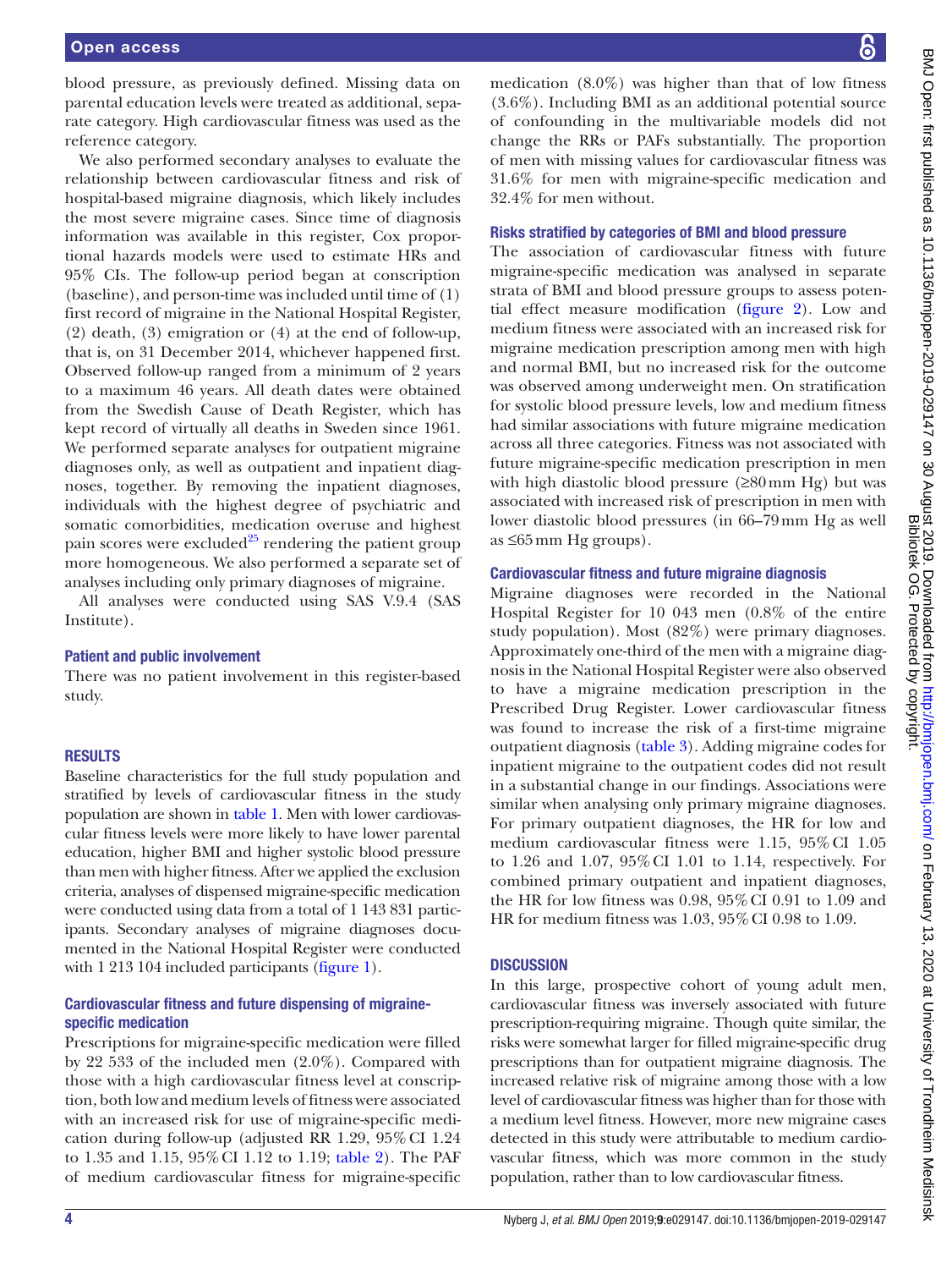blood pressure, as previously defined. Missing data on parental education levels were treated as additional, separate category. High cardiovascular fitness was used as the reference category.

We also performed secondary analyses to evaluate the relationship between cardiovascular fitness and risk of hospital-based migraine diagnosis, which likely includes the most severe migraine cases. Since time of diagnosis information was available in this register, Cox proportional hazards models were used to estimate HRs and 95% CIs. The follow-up period began at conscription (baseline), and person-time was included until time of (1) first record of migraine in the National Hospital Register, (2) death, (3) emigration or (4) at the end of follow-up, that is, on 31 December 2014, whichever happened first. Observed follow-up ranged from a minimum of 2 years to a maximum 46 years. All death dates were obtained from the Swedish Cause of Death Register, which has kept record of virtually all deaths in Sweden since 1961. We performed separate analyses for outpatient migraine diagnoses only, as well as outpatient and inpatient diagnoses, together. By removing the inpatient diagnoses, individuals with the highest degree of psychiatric and somatic comorbidities, medication overuse and highest pain scores were excluded[25] rendering the patient group more homogeneous. We also performed a separate set of analyses including only primary diagnoses of migraine.

All analyses were conducted using SAS V.9.4 (SAS Institute).

### Patient and public involvement

There was no patient involvement in this register-based study.

## RESULTS

Baseline characteristics for the full study population and stratified by levels of cardiovascular fitness in the study population are shown in table 1. Men with lower cardiovascular fitness levels were more likely to have lower parental education, higher BMI and higher systolic blood pressure than men with higher fitness. After we applied the exclusion criteria, analyses of dispensed migraine-specific medication were conducted using data from a total of 1 143 831 participants. Secondary analyses of migraine diagnoses documented in the National Hospital Register were conducted with 1 213 104 included participants (figure 1).

### Cardiovascular fitness and future dispensing of migraine-specific medication

Prescriptions for migraine-specific medication were filled by 22 533 of the included men (2.0%). Compared with those with a high cardiovascular fitness level at conscription, both low and medium levels of fitness were associated with an increased risk for use of migraine-specific medication during follow-up (adjusted RR 1.29, 95% CI 1.24 to 1.35 and 1.15, 95% CI 1.12 to 1.19; table 2). The PAF of medium cardiovascular fitness for migraine-specific medication (8.0%) was higher than that of low fitness (3.6%). Including BMI as an additional potential source of confounding in the multivariable models did not change the RRs or PAFs substantially. The proportion of men with missing values for cardiovascular fitness was 31.6% for men with migraine-specific medication and 32.4% for men without.

### Risks stratified by categories of BMI and blood pressure

The association of cardiovascular fitness with future migraine-specific medication was analysed in separate strata of BMI and blood pressure groups to assess potential effect measure modification (figure 2). Low and medium fitness were associated with an increased risk for migraine medication prescription among men with high and normal BMI, but no increased risk for the outcome was observed among underweight men. On stratification for systolic blood pressure levels, low and medium fitness had similar associations with future migraine medication across all three categories. Fitness was not associated with future migraine-specific medication prescription in men with high diastolic blood pressure (≥80 mm Hg) but was associated with increased risk of prescription in men with lower diastolic blood pressures (in 66–79 mm Hg as well as ≤65 mm Hg groups).

### Cardiovascular fitness and future migraine diagnosis

Migraine diagnoses were recorded in the National Hospital Register for 10 043 men (0.8% of the entire study population). Most (82%) were primary diagnoses. Approximately one-third of the men with a migraine diagnosis in the National Hospital Register were also observed to have a migraine medication prescription in the Prescribed Drug Register. Lower cardiovascular fitness was found to increase the risk of a first-time migraine outpatient diagnosis (table 3). Adding migraine codes for inpatient migraine to the outpatient codes did not result in a substantial change in our findings. Associations were similar when analysing only primary migraine diagnoses. For primary outpatient diagnoses, the HR for low and medium cardiovascular fitness were 1.15, 95% CI 1.05 to 1.26 and 1.07, 95% CI 1.01 to 1.14, respectively. For combined primary outpatient and inpatient diagnoses, the HR for low fitness was 0.98, 95% CI 0.91 to 1.09 and HR for medium fitness was 1.03, 95% CI 0.98 to 1.09.

## DISCUSSION

In this large, prospective cohort of young adult men, cardiovascular fitness was inversely associated with future prescription-requiring migraine. Though quite similar, the risks were somewhat larger for filled migraine-specific drug prescriptions than for outpatient migraine diagnosis. The increased relative risk of migraine among those with a low level of cardiovascular fitness was higher than for those with a medium level fitness. However, more new migraine cases detected in this study were attributable to medium cardiovascular fitness, which was more common in the study population, rather than to low cardiovascular fitness.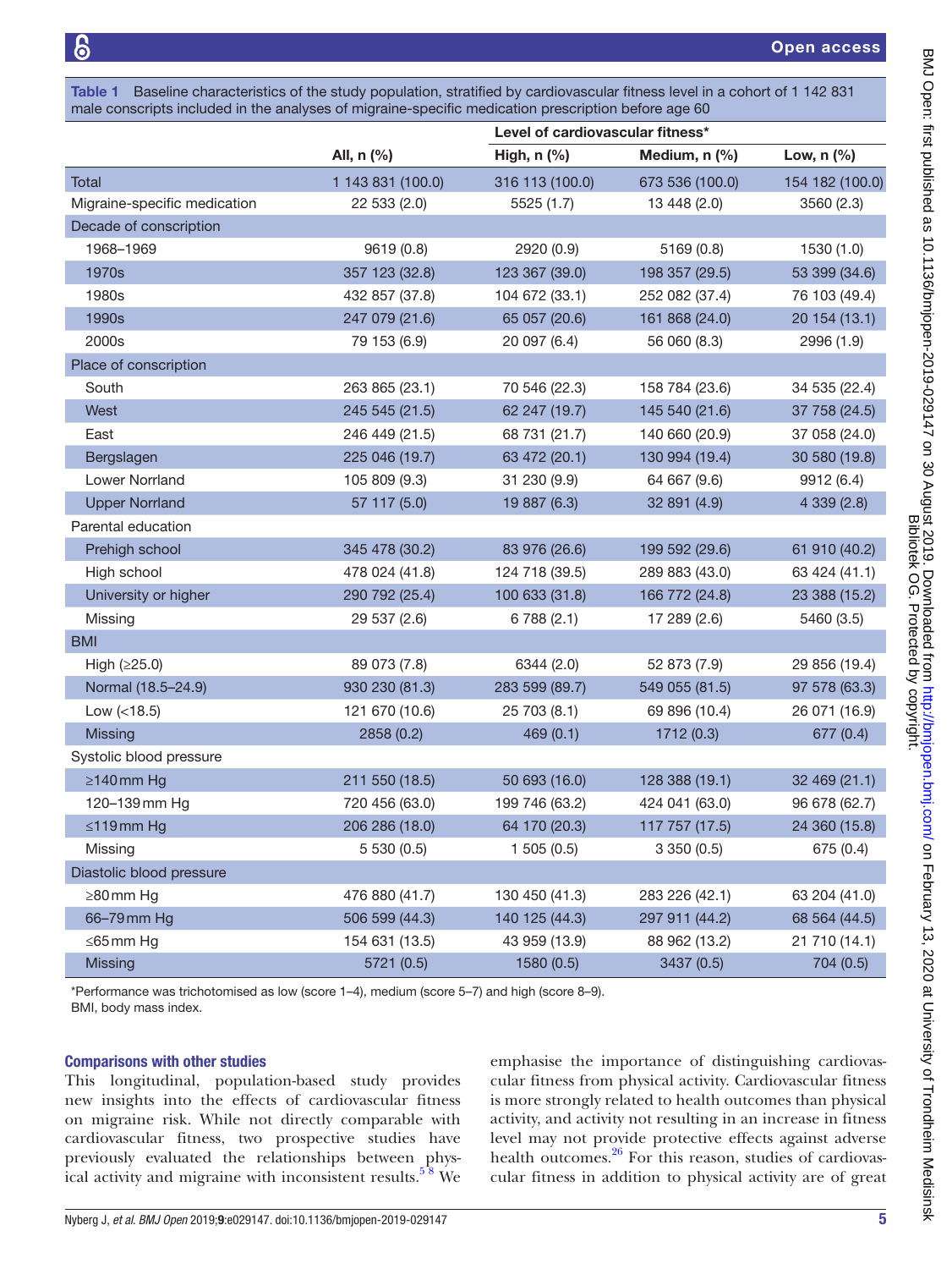**Table 1** Baseline characteristics of the study population, stratified by cardiovascular fitness level in a cohort of 1 142 831 male conscripts included in the analyses of migraine-specific medication prescription before age 60

| | | Level of cardiovascular fitness* | | |
|---|---|---|---|---|
| | All, n (%) | High, n (%) | Medium, n (%) | Low, n (%) |
| Total | 1 143 831 (100.0) | 316 113 (100.0) | 673 536 (100.0) | 154 182 (100.0) |
| Migraine-specific medication | 22 533 (2.0) | 5525 (1.7) | 13 448 (2.0) | 3560 (2.3) |
| Decade of conscription | | | | |
| 1968–1969 | 9619 (0.8) | 2920 (0.9) | 5169 (0.8) | 1530 (1.0) |
| 1970s | 357 123 (32.8) | 123 367 (39.0) | 198 357 (29.5) | 53 399 (34.6) |
| 1980s | 432 857 (37.8) | 104 672 (33.1) | 252 082 (37.4) | 76 103 (49.4) |
| 1990s | 247 079 (21.6) | 65 057 (20.6) | 161 868 (24.0) | 20 154 (13.1) |
| 2000s | 79 153 (6.9) | 20 097 (6.4) | 56 060 (8.3) | 2996 (1.9) |
| Place of conscription | | | | |
| South | 263 865 (23.1) | 70 546 (22.3) | 158 784 (23.6) | 34 535 (22.4) |
| West | 245 545 (21.5) | 62 247 (19.7) | 145 540 (21.6) | 37 758 (24.5) |
| East | 246 449 (21.5) | 68 731 (21.7) | 140 660 (20.9) | 37 058 (24.0) |
| Bergslagen | 225 046 (19.7) | 63 472 (20.1) | 130 994 (19.4) | 30 580 (19.8) |
| Lower Norrland | 105 809 (9.3) | 31 230 (9.9) | 64 667 (9.6) | 9912 (6.4) |
| Upper Norrland | 57 117 (5.0) | 19 887 (6.3) | 32 891 (4.9) | 4 339 (2.8) |
| Parental education | | | | |
| Prehigh school | 345 478 (30.2) | 83 976 (26.6) | 199 592 (29.6) | 61 910 (40.2) |
| High school | 478 024 (41.8) | 124 718 (39.5) | 289 883 (43.0) | 63 424 (41.1) |
| University or higher | 290 792 (25.4) | 100 633 (31.8) | 166 772 (24.8) | 23 388 (15.2) |
| Missing | 29 537 (2.6) | 6 788 (2.1) | 17 289 (2.6) | 5460 (3.5) |
| BMI | | | | |
| High (≥25.0) | 89 073 (7.8) | 6344 (2.0) | 52 873 (7.9) | 29 856 (19.4) |
| Normal (18.5–24.9) | 930 230 (81.3) | 283 599 (89.7) | 549 055 (81.5) | 97 578 (63.3) |
| Low (<18.5) | 121 670 (10.6) | 25 703 (8.1) | 69 896 (10.4) | 26 071 (16.9) |
| Missing | 2858 (0.2) | 469 (0.1) | 1712 (0.3) | 677 (0.4) |
| Systolic blood pressure | | | | |
| ≥140 mm Hg | 211 550 (18.5) | 50 693 (16.0) | 128 388 (19.1) | 32 469 (21.1) |
| 120–139 mm Hg | 720 456 (63.0) | 199 746 (63.2) | 424 041 (63.0) | 96 678 (62.7) |
| ≤119 mm Hg | 206 286 (18.0) | 64 170 (20.3) | 117 757 (17.5) | 24 360 (15.8) |
| Missing | 5 530 (0.5) | 1 505 (0.5) | 3 350 (0.5) | 675 (0.4) |
| Diastolic blood pressure | | | | |
| ≥80 mm Hg | 476 880 (41.7) | 130 450 (41.3) | 283 226 (42.1) | 63 204 (41.0) |
| 66–79 mm Hg | 506 599 (44.3) | 140 125 (44.3) | 297 911 (44.2) | 68 564 (44.5) |
| ≤65 mm Hg | 154 631 (13.5) | 43 959 (13.9) | 88 962 (13.2) | 21 710 (14.1) |
| Missing | 5721 (0.5) | 1580 (0.5) | 3437 (0.5) | 704 (0.5) |

*Performance was trichotomised as low (score 1–4), medium (score 5–7) and high (score 8–9).
BMI, body mass index.

### Comparisons with other studies

This longitudinal, population-based study provides new insights into the effects of cardiovascular fitness on migraine risk. While not directly comparable with cardiovascular fitness, two prospective studies have previously evaluated the relationships between physical activity and migraine with inconsistent results.[5 8] We emphasise the importance of distinguishing cardiovascular fitness from physical activity. Cardiovascular fitness is more strongly related to health outcomes than physical activity, and activity not resulting in an increase in fitness level may not provide protective effects against adverse health outcomes.[26] For this reason, studies of cardiovascular fitness in addition to physical activity are of great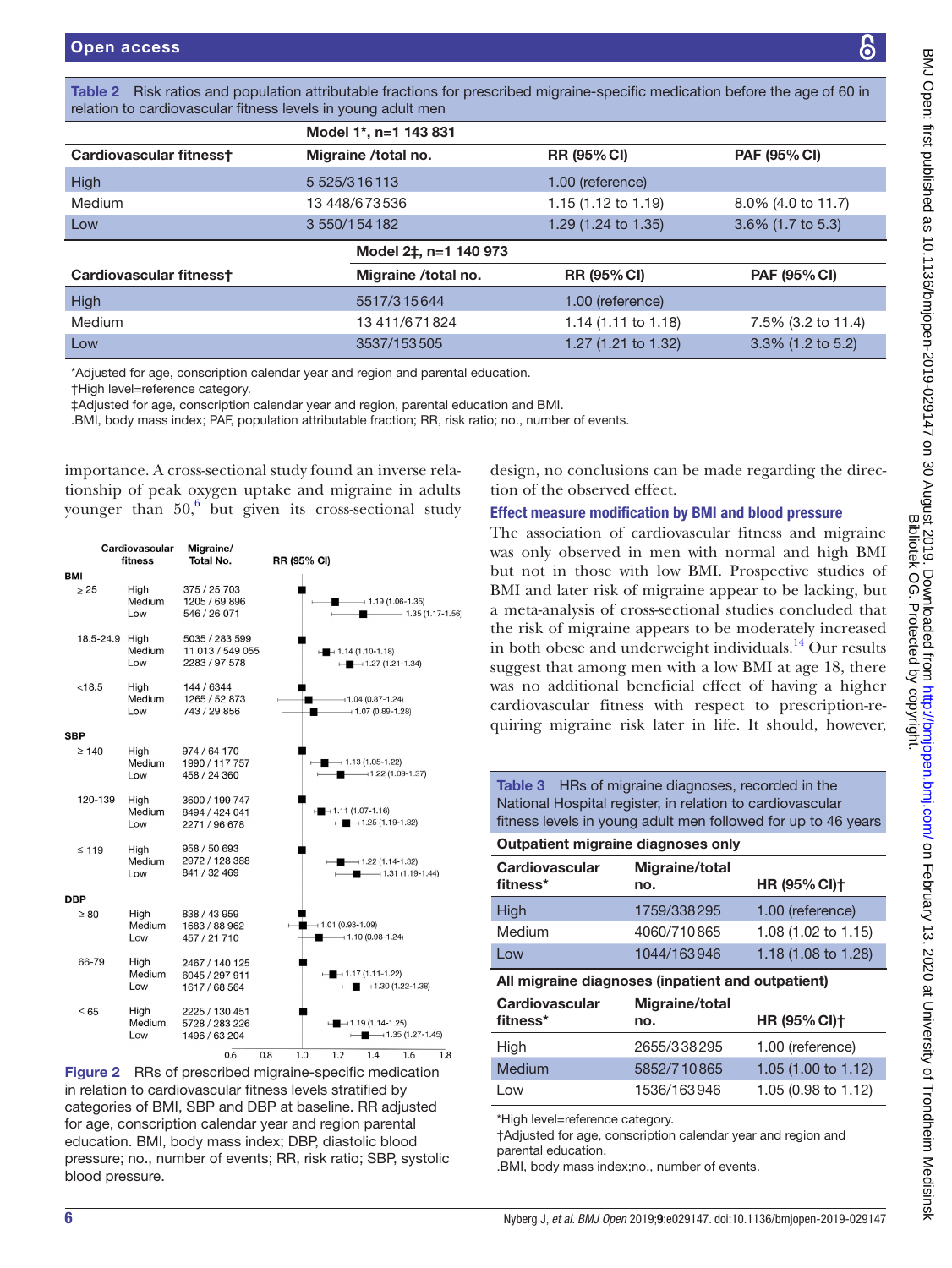**Table 2** Risk ratios and population attributable fractions for prescribed migraine-specific medication before the age of 60 in relation to cardiovascular fitness levels in young adult men

| | Model 1*, n=1 143 831 | | |
|---|---|---|---|
| **Cardiovascular fitness†** | **Migraine /total no.** | **RR (95% CI)** | **PAF (95% CI)** |
| High | 5 525/316 113 | 1.00 (reference) | |
| Medium | 13 448/673 536 | 1.15 (1.12 to 1.19) | 8.0% (4.0 to 11.7) |
| Low | 3 550/154 182 | 1.29 (1.24 to 1.35) | 3.6% (1.7 to 5.3) |
| | **Model 2‡, n=1 140 973** | | |
| **Cardiovascular fitness†** | **Migraine /total no.** | **RR (95% CI)** | **PAF (95% CI)** |
| High | 5517/315 644 | 1.00 (reference) | |
| Medium | 13 411/671 824 | 1.14 (1.11 to 1.18) | 7.5% (3.2 to 11.4) |
| Low | 3537/153 505 | 1.27 (1.21 to 1.32) | 3.3% (1.2 to 5.2) |

*Adjusted for age, conscription calendar year and region and parental education.
†High level=reference category.
‡Adjusted for age, conscription calendar year and region, parental education and BMI.
.BMI, body mass index; PAF, population attributable fraction; RR, risk ratio; no., number of events.

importance. A cross-sectional study found an inverse relationship of peak oxygen uptake and migraine in adults younger than 50,[6] but given its cross-sectional study design, no conclusions can be made regarding the direction of the observed effect.

| | Cardiovascular fitness | Migraine/ Total No. | RR (95% CI) |
|---|---|---|---|
| **BMI** | | | |
| ≥ 25 | High | 375 / 25 703 | |
| | Medium | 1205 / 69 896 | 1.19 (1.06-1.35) |
| | Low | 546 / 26 071 | 1.35 (1.17-1.56) |
| 18.5-24.9 | High | 5035 / 283 599 | |
| | Medium | 11 013 / 549 055 | 1.14 (1.10-1.18) |
| | Low | 2283 / 97 578 | 1.27 (1.21-1.34) |
| <18.5 | High | 144 / 6344 | |
| | Medium | 1265 / 52 873 | 1.04 (0.87-1.24) |
| | Low | 743 / 29 856 | 1.07 (0.89-1.28) |
| **SBP** | | | |
| ≥ 140 | High | 974 / 64 170 | |
| | Medium | 1990 / 117 757 | 1.13 (1.05-1.22) |
| | Low | 458 / 24 360 | 1.22 (1.09-1.37) |
| 120-139 | High | 3600 / 199 747 | |
| | Medium | 8494 / 424 041 | 1.11 (1.07-1.16) |
| | Low | 2271 / 96 678 | 1.25 (1.19-1.32) |
| ≤ 119 | High | 958 / 50 693 | |
| | Medium | 2972 / 128 388 | 1.22 (1.14-1.32) |
| | Low | 841 / 32 469 | 1.31 (1.19-1.44) |
| **DBP** | | | |
| ≥ 80 | High | 838 / 43 959 | |
| | Medium | 1683 / 88 962 | 1.01 (0.93-1.09) |
| | Low | 457 / 21 710 | 1.10 (0.98-1.24) |
| 66-79 | High | 2467 / 140 125 | |
| | Medium | 6045 / 297 911 | 1.17 (1.11-1.22) |
| | Low | 1617 / 68 564 | 1.30 (1.22-1.38) |
| ≤ 65 | High | 2225 / 130 451 | |
| | Medium | 5728 / 283 226 | 1.19 (1.14-1.25) |
| | Low | 1496 / 63 204 | 1.35 (1.27-1.45) |

**Figure 2** RRs of prescribed migraine-specific medication in relation to cardiovascular fitness levels stratified by categories of BMI, SBP and DBP at baseline. RR adjusted for age, conscription calendar year and region parental education. BMI, body mass index; DBP, diastolic blood pressure; no., number of events; RR, risk ratio; SBP, systolic blood pressure.

### Effect measure modification by BMI and blood pressure

The association of cardiovascular fitness and migraine was only observed in men with normal and high BMI but not in those with low BMI. Prospective studies of BMI and later risk of migraine appear to be lacking, but a meta-analysis of cross-sectional studies concluded that the risk of migraine appears to be moderately increased in both obese and underweight individuals.[14] Our results suggest that among men with a low BMI at age 18, there was no additional beneficial effect of having a higher cardiovascular fitness with respect to prescription-requiring migraine risk later in life. It should, however,

**Table 3** HRs of migraine diagnoses, recorded in the National Hospital register, in relation to cardiovascular fitness levels in young adult men followed for up to 46 years

| **Outpatient migraine diagnoses only** | | |
|---|---|---|
| **Cardiovascular fitness*** | **Migraine/total no.** | **HR (95% CI)†** |
| High | 1759/338 295 | 1.00 (reference) |
| Medium | 4060/710 865 | 1.08 (1.02 to 1.15) |
| Low | 1044/163 946 | 1.18 (1.08 to 1.28) |
| **All migraine diagnoses (inpatient and outpatient)** | | |
| **Cardiovascular fitness*** | **Migraine/total no.** | **HR (95% CI)†** |
| High | 2655/338 295 | 1.00 (reference) |
| Medium | 5852/710 865 | 1.05 (1.00 to 1.12) |
| Low | 1536/163 946 | 1.05 (0.98 to 1.12) |

*High level=reference category.
†Adjusted for age, conscription calendar year and region and parental education.
.BMI, body mass index;no., number of events.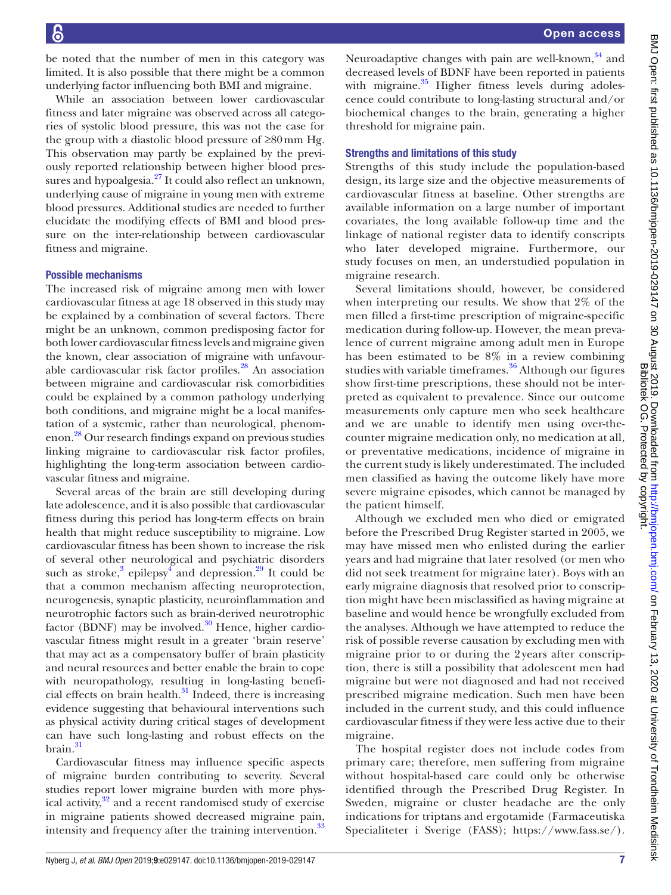be noted that the number of men in this category was limited. It is also possible that there might be a common underlying factor influencing both BMI and migraine.

While an association between lower cardiovascular fitness and later migraine was observed across all categories of systolic blood pressure, this was not the case for the group with a diastolic blood pressure of ≥80 mm Hg. This observation may partly be explained by the previously reported relationship between higher blood pressures and hypoalgesia.[27] It could also reflect an unknown, underlying cause of migraine in young men with extreme blood pressures. Additional studies are needed to further elucidate the modifying effects of BMI and blood pressure on the inter-relationship between cardiovascular fitness and migraine.

### Possible mechanisms

The increased risk of migraine among men with lower cardiovascular fitness at age 18 observed in this study may be explained by a combination of several factors. There might be an unknown, common predisposing factor for both lower cardiovascular fitness levels and migraine given the known, clear association of migraine with unfavourable cardiovascular risk factor profiles.[28] An association between migraine and cardiovascular risk comorbidities could be explained by a common pathology underlying both conditions, and migraine might be a local manifestation of a systemic, rather than neurological, phenomenon.[28] Our research findings expand on previous studies linking migraine to cardiovascular risk factor profiles, highlighting the long-term association between cardiovascular fitness and migraine.

Several areas of the brain are still developing during late adolescence, and it is also possible that cardiovascular fitness during this period has long-term effects on brain health that might reduce susceptibility to migraine. Low cardiovascular fitness has been shown to increase the risk of several other neurological and psychiatric disorders such as stroke,[3] epilepsy[4] and depression.[29] It could be that a common mechanism affecting neuroprotection, neurogenesis, synaptic plasticity, neuroinflammation and neurotrophic factors such as brain-derived neurotrophic factor (BDNF) may be involved.[30] Hence, higher cardiovascular fitness might result in a greater 'brain reserve' that may act as a compensatory buffer of brain plasticity and neural resources and better enable the brain to cope with neuropathology, resulting in long-lasting beneficial effects on brain health.[31] Indeed, there is increasing evidence suggesting that behavioural interventions such as physical activity during critical stages of development can have such long-lasting and robust effects on the brain.[31]

Cardiovascular fitness may influence specific aspects of migraine burden contributing to severity. Several studies report lower migraine burden with more physical activity,[32] and a recent randomised study of exercise in migraine patients showed decreased migraine pain, intensity and frequency after the training intervention.[33] Neuroadaptive changes with pain are well-known,[34] and decreased levels of BDNF have been reported in patients with migraine.[35] Higher fitness levels during adolescence could contribute to long-lasting structural and/or biochemical changes to the brain, generating a higher threshold for migraine pain.

### Strengths and limitations of this study

Strengths of this study include the population-based design, its large size and the objective measurements of cardiovascular fitness at baseline. Other strengths are available information on a large number of important covariates, the long available follow-up time and the linkage of national register data to identify conscripts who later developed migraine. Furthermore, our study focuses on men, an understudied population in migraine research.

Several limitations should, however, be considered when interpreting our results. We show that 2% of the men filled a first-time prescription of migraine-specific medication during follow-up. However, the mean prevalence of current migraine among adult men in Europe has been estimated to be 8% in a review combining studies with variable timeframes.[36] Although our figures show first-time prescriptions, these should not be interpreted as equivalent to prevalence. Since our outcome measurements only capture men who seek healthcare and we are unable to identify men using over-the-counter migraine medication only, no medication at all, or preventative medications, incidence of migraine in the current study is likely underestimated. The included men classified as having the outcome likely have more severe migraine episodes, which cannot be managed by the patient himself.

Although we excluded men who died or emigrated before the Prescribed Drug Register started in 2005, we may have missed men who enlisted during the earlier years and had migraine that later resolved (or men who did not seek treatment for migraine later). Boys with an early migraine diagnosis that resolved prior to conscription might have been misclassified as having migraine at baseline and would hence be wrongfully excluded from the analyses. Although we have attempted to reduce the risk of possible reverse causation by excluding men with migraine prior to or during the 2 years after conscription, there is still a possibility that adolescent men had migraine but were not diagnosed and had not received prescribed migraine medication. Such men have been included in the current study, and this could influence cardiovascular fitness if they were less active due to their migraine.

The hospital register does not include codes from primary care; therefore, men suffering from migraine without hospital-based care could only be otherwise identified through the Prescribed Drug Register. In Sweden, migraine or cluster headache are the only indications for triptans and ergotamide (Farmaceutiska Specialiteter i Sverige (FASS); https://www.fass.se/).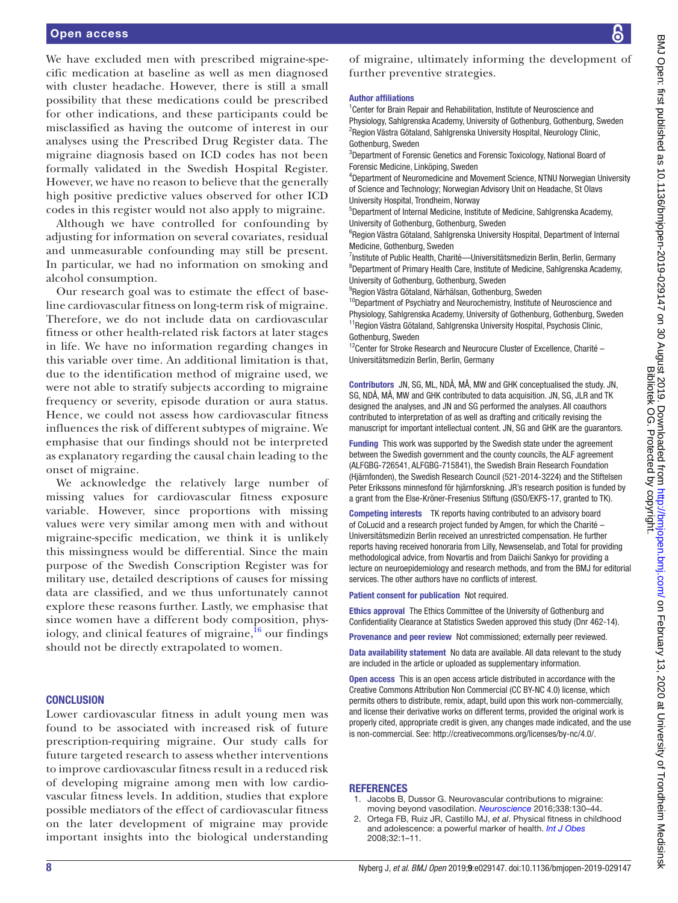We have excluded men with prescribed migraine-specific medication at baseline as well as men diagnosed with cluster headache. However, there is still a small possibility that these medications could be prescribed for other indications, and these participants could be misclassified as having the outcome of interest in our analyses using the Prescribed Drug Register data. The migraine diagnosis based on ICD codes has not been formally validated in the Swedish Hospital Register. However, we have no reason to believe that the generally high positive predictive values observed for other ICD codes in this register would not also apply to migraine.

Although we have controlled for confounding by adjusting for information on several covariates, residual and unmeasurable confounding may still be present. In particular, we had no information on smoking and alcohol consumption.

Our research goal was to estimate the effect of baseline cardiovascular fitness on long-term risk of migraine. Therefore, we do not include data on cardiovascular fitness or other health-related risk factors at later stages in life. We have no information regarding changes in this variable over time. An additional limitation is that, due to the identification method of migraine used, we were not able to stratify subjects according to migraine frequency or severity, episode duration or aura status. Hence, we could not assess how cardiovascular fitness influences the risk of different subtypes of migraine. We emphasise that our findings should not be interpreted as explanatory regarding the causal chain leading to the onset of migraine.

We acknowledge the relatively large number of missing values for cardiovascular fitness exposure variable. However, since proportions with missing values were very similar among men with and without migraine-specific medication, we think it is unlikely this missingness would be differential. Since the main purpose of the Swedish Conscription Register was for military use, detailed descriptions of causes for missing data are classified, and we thus unfortunately cannot explore these reasons further. Lastly, we emphasise that since women have a different body composition, physiology, and clinical features of migraine,[16] our findings should not be directly extrapolated to women.

## CONCLUSION

Lower cardiovascular fitness in adult young men was found to be associated with increased risk of future prescription-requiring migraine. Our study calls for future targeted research to assess whether interventions to improve cardiovascular fitness result in a reduced risk of developing migraine among men with low cardiovascular fitness levels. In addition, studies that explore possible mediators of the effect of cardiovascular fitness on the later development of migraine may provide important insights into the biological understanding of migraine, ultimately informing the development of further preventive strategies.

**Author affiliations**

[1]Center for Brain Repair and Rehabilitation, Institute of Neuroscience and Physiology, Sahlgrenska Academy, University of Gothenburg, Gothenburg, Sweden
[2]Region Västra Götaland, Sahlgrenska University Hospital, Neurology Clinic, Gothenburg, Sweden
[3]Department of Forensic Genetics and Forensic Toxicology, National Board of Forensic Medicine, Linköping, Sweden
[4]Department of Neuromedicine and Movement Science, NTNU Norwegian University of Science and Technology; Norwegian Advisory Unit on Headache, St Olavs University Hospital, Trondheim, Norway
[5]Department of Internal Medicine, Institute of Medicine, Sahlgrenska Academy, University of Gothenburg, Gothenburg, Sweden
[6]Region Västra Götaland, Sahlgrenska University Hospital, Department of Internal Medicine, Gothenburg, Sweden
[7]Institute of Public Health, Charité—Universitätsmedizin Berlin, Berlin, Germany
[8]Department of Primary Health Care, Institute of Medicine, Sahlgrenska Academy, University of Gothenburg, Gothenburg, Sweden
[9]Region Västra Götaland, Närhälsan, Gothenburg, Sweden
[10]Department of Psychiatry and Neurochemistry, Institute of Neuroscience and Physiology, Sahlgrenska Academy, University of Gothenburg, Gothenburg, Sweden
[11]Region Västra Götaland, Sahlgrenska University Hospital, Psychosis Clinic, Gothenburg, Sweden
[12]Center for Stroke Research and Neurocure Cluster of Excellence, Charité – Universitätsmedizin Berlin, Berlin, Germany

**Contributors** JN, SG, ML, NDÅ, MÅ, MW and GHK conceptualised the study. JN, SG, NDÅ, MÅ, MW and GHK contributed to data acquisition. JN, SG, JLR and TK designed the analyses, and JN and SG performed the analyses. All coauthors contributed to interpretation of as well as drafting and critically revising the manuscript for important intellectual content. JN, SG and GHK are the guarantors.

**Funding** This work was supported by the Swedish state under the agreement between the Swedish government and the county councils, the ALF agreement (ALFGBG-726541, ALFGBG-715841), the Swedish Brain Research Foundation (Hjärnfonden), the Swedish Research Council (521-2014-3224) and the Stiftelsen Peter Erikssons minnesfond för hjärnforskning. JR's research position is funded by a grant from the Else-Kröner-Fresenius Stiftung (GSO/EKFS-17, granted to TK).

**Competing interests** TK reports having contributed to an advisory board of CoLucid and a research project funded by Amgen, for which the Charité – Universitätsmedizin Berlin received an unrestricted compensation. He further reports having received honoraria from Lilly, Newsenselab, and Total for providing methodological advice, from Novartis and from Daiichi Sankyo for providing a lecture on neuroepidemiology and research methods, and from the BMJ for editorial services. The other authors have no conflicts of interest.

**Patient consent for publication** Not required.

**Ethics approval** The Ethics Committee of the University of Gothenburg and Confidentiality Clearance at Statistics Sweden approved this study (Dnr 462-14).

**Provenance and peer review** Not commissioned; externally peer reviewed.

**Data availability statement** No data are available. All data relevant to the study are included in the article or uploaded as supplementary information.

**Open access** This is an open access article distributed in accordance with the Creative Commons Attribution Non Commercial (CC BY-NC 4.0) license, which permits others to distribute, remix, adapt, build upon this work non-commercially, and license their derivative works on different terms, provided the original work is properly cited, appropriate credit is given, any changes made indicated, and the use is non-commercial. See: http://creativecommons.org/licenses/by-nc/4.0/.

## REFERENCES

1. Jacobs B, Dussor G. Neurovascular contributions to migraine: moving beyond vasodilation. *Neuroscience* 2016;338:130–44.
2. Ortega FB, Ruiz JR, Castillo MJ, *et al*. Physical fitness in childhood and adolescence: a powerful marker of health. *Int J Obes* 2008;32:1–11.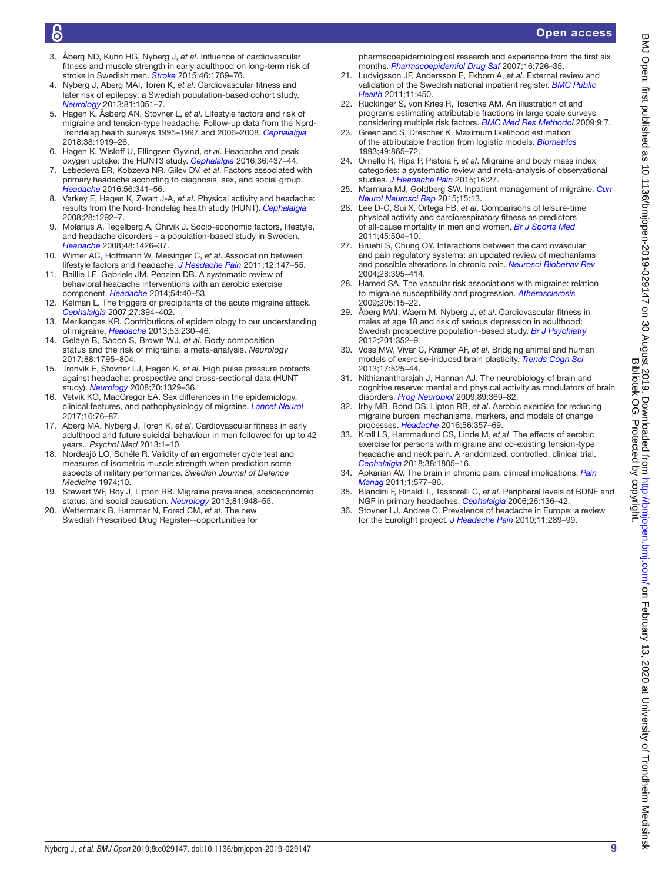3. Åberg ND, Kuhn HG, Nyberg J, *et al*. Influence of cardiovascular fitness and muscle strength in early adulthood on long-term risk of stroke in Swedish men. *Stroke* 2015;46:1769–76.
4. Nyberg J, Aberg MAI, Toren K, *et al*. Cardiovascular fitness and later risk of epilepsy: a Swedish population-based cohort study. *Neurology* 2013;81:1051–7.
5. Hagen K, Åsberg AN, Stovner L, *et al*. Lifestyle factors and risk of migraine and tension-type headache. Follow-up data from the Nord-Trøndelag health surveys 1995–1997 and 2006–2008. *Cephalalgia* 2018;38:1919–26.
6. Hagen K, Wisløff U, Ellingsen Øyvind, *et al*. Headache and peak oxygen uptake: the HUNT3 study. *Cephalalgia* 2016;36:437–44.
7. Lebedeva ER, Kobzeva NR, Gilev DV, *et al*. Factors associated with primary headache according to diagnosis, sex, and social group. *Headache* 2016;56:341–56.
8. Varkey E, Hagen K, Zwart J-A, *et al*. Physical activity and headache: results from the Nord-Trøndelag health study (HUNT). *Cephalalgia* 2008;28:1292–7.
9. Molarius A, Tegelberg A, Öhrvik J. Socio-economic factors, lifestyle, and headache disorders - a population-based study in Sweden. *Headache* 2008;48:1426–37.
10. Winter AC, Hoffmann W, Meisinger C, *et al*. Association between lifestyle factors and headache. *J Headache Pain* 2011;12:147–55.
11. Baillie LE, Gabriele JM, Penzien DB. A systematic review of behavioral headache interventions with an aerobic exercise component. *Headache* 2014;54:40–53.
12. Kelman L. The triggers or precipitants of the acute migraine attack. *Cephalalgia* 2007;27:394–402.
13. Merikangas KR. Contributions of epidemiology to our understanding of migraine. *Headache* 2013;53:230–46.
14. Gelaye B, Sacco S, Brown WJ, *et al*. Body composition status and the risk of migraine: a meta-analysis. *Neurology* 2017;88:1795–804.
15. Tronvik E, Stovner LJ, Hagen K, *et al*. High pulse pressure protects against headache: prospective and cross-sectional data (HUNT study). *Neurology* 2008;70:1329–36.
16. Vetvik KG, MacGregor EA. Sex differences in the epidemiology, clinical features, and pathophysiology of migraine. *Lancet Neurol* 2017;16:76–87.
17. Aberg MA, Nyberg J, Toren K, *et al*. Cardiovascular fitness in early adulthood and future suicidal behaviour in men followed for up to 42 years.. *Psychol Med* 2013:1–10.
18. Nordesjö LO, Schéle R. Validity of an ergometer cycle test and measures of isometric muscle strength when prediction some aspects of military performance. *Swedish Journal of Defence Medicine* 1974;10.
19. Stewart WF, Roy J, Lipton RB. Migraine prevalence, socioeconomic status, and social causation. *Neurology* 2013;81:948–55.
20. Wettermark B, Hammar N, Fored CM, *et al*. The new Swedish Prescribed Drug Register--opportunities for pharmacoepidemiological research and experience from the first six months. *Pharmacoepidemiol Drug Saf* 2007;16:726–35.
21. Ludvigsson JF, Andersson E, Ekbom A, *et al*. External review and validation of the Swedish national inpatient register. *BMC Public Health* 2011;11:450.
22. Rückinger S, von Kries R, Toschke AM. An illustration of and programs estimating attributable fractions in large scale surveys considering multiple risk factors. *BMC Med Res Methodol* 2009;9:7.
23. Greenland S, Drescher K. Maximum likelihood estimation of the attributable fraction from logistic models. *Biometrics* 1993;49:865–72.
24. Ornello R, Ripa P, Pistoia F, *et al*. Migraine and body mass index categories: a systematic review and meta-analysis of observational studies. *J Headache Pain* 2015;16:27.
25. Marmura MJ, Goldberg SW. Inpatient management of migraine. *Curr Neurol Neurosci Rep* 2015;15:13.
26. Lee D-C, Sui X, Ortega FB, *et al*. Comparisons of leisure-time physical activity and cardiorespiratory fitness as predictors of all-cause mortality in men and women. *Br J Sports Med* 2011;45:504–10.
27. Bruehl S, Chung OY. Interactions between the cardiovascular and pain regulatory systems: an updated review of mechanisms and possible alterations in chronic pain. *Neurosci Biobehav Rev* 2004;28:395–414.
28. Hamed SA. The vascular risk associations with migraine: relation to migraine susceptibility and progression. *Atherosclerosis* 2009;205:15–22.
29. Åberg MAI, Waern M, Nyberg J, *et al*. Cardiovascular fitness in males at age 18 and risk of serious depression in adulthood: Swedish prospective population-based study. *Br J Psychiatry* 2012;201:352–9.
30. Voss MW, Vivar C, Kramer AF, *et al*. Bridging animal and human models of exercise-induced brain plasticity. *Trends Cogn Sci* 2013;17:525–44.
31. Nithianantharajah J, Hannan AJ. The neurobiology of brain and cognitive reserve: mental and physical activity as modulators of brain disorders. *Prog Neurobiol* 2009;89:369–82.
32. Irby MB, Bond DS, Lipton RB, *et al*. Aerobic exercise for reducing migraine burden: mechanisms, markers, and models of change processes. *Headache* 2016;56:357–69.
33. Krøll LS, Hammarlund CS, Linde M, *et al*. The effects of aerobic exercise for persons with migraine and co-existing tension-type headache and neck pain. A randomized, controlled, clinical trial. *Cephalalgia* 2018;38:1805–16.
34. Apkarian AV. The brain in chronic pain: clinical implications. *Pain Manag* 2011;1:577–86.
35. Blandini F, Rinaldi L, Tassorelli C, *et al*. Peripheral levels of BDNF and NGF in primary headaches. *Cephalalgia* 2006;26:136–42.
36. Stovner LJ, Andree C. Prevalence of headache in Europe: a review for the Eurolight project. *J Headache Pain* 2010;11:289–99.